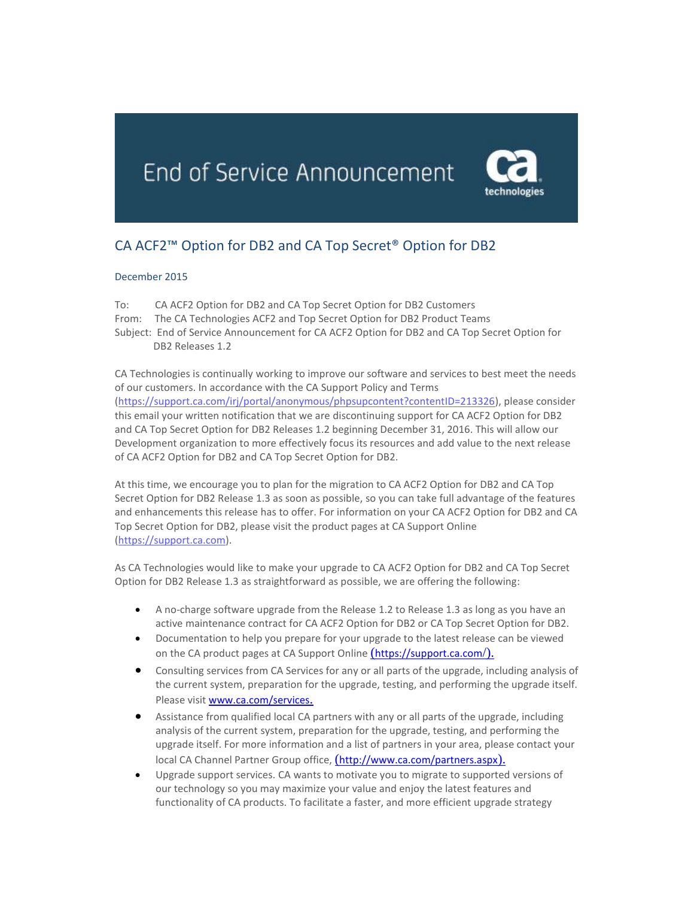# End of Service Announcement

## CA ACF2™ Option for DB2 and CA Top Secret® Option for DB2

December 2015

To: CA ACF2 Option for DB2 and CA Top Secret Option for DB2 Customers
From: The CA Technologies ACF2 and Top Secret Option for DB2 Product Teams
Subject: End of Service Announcement for CA ACF2 Option for DB2 and CA Top Secret Option for DB2 Releases 1.2

CA Technologies is continually working to improve our software and services to best meet the needs of our customers. In accordance with the CA Support Policy and Terms (https://support.ca.com/irj/portal/anonymous/phpsupcontent?contentID=213326), please consider this email your written notification that we are discontinuing support for CA ACF2 Option for DB2 and CA Top Secret Option for DB2 Releases 1.2 beginning December 31, 2016. This will allow our Development organization to more effectively focus its resources and add value to the next release of CA ACF2 Option for DB2 and CA Top Secret Option for DB2.

At this time, we encourage you to plan for the migration to CA ACF2 Option for DB2 and CA Top Secret Option for DB2 Release 1.3 as soon as possible, so you can take full advantage of the features and enhancements this release has to offer. For information on your CA ACF2 Option for DB2 and CA Top Secret Option for DB2, please visit the product pages at CA Support Online (https://support.ca.com).

As CA Technologies would like to make your upgrade to CA ACF2 Option for DB2 and CA Top Secret Option for DB2 Release 1.3 as straightforward as possible, we are offering the following:

- A no-charge software upgrade from the Release 1.2 to Release 1.3 as long as you have an active maintenance contract for CA ACF2 Option for DB2 or CA Top Secret Option for DB2.
- Documentation to help you prepare for your upgrade to the latest release can be viewed on the CA product pages at CA Support Online (https://support.ca.com/).
- Consulting services from CA Services for any or all parts of the upgrade, including analysis of the current system, preparation for the upgrade, testing, and performing the upgrade itself. Please visit www.ca.com/services.
- Assistance from qualified local CA partners with any or all parts of the upgrade, including analysis of the current system, preparation for the upgrade, testing, and performing the upgrade itself. For more information and a list of partners in your area, please contact your local CA Channel Partner Group office, (http://www.ca.com/partners.aspx).
- Upgrade support services. CA wants to motivate you to migrate to supported versions of our technology so you may maximize your value and enjoy the latest features and functionality of CA products. To facilitate a faster, and more efficient upgrade strategy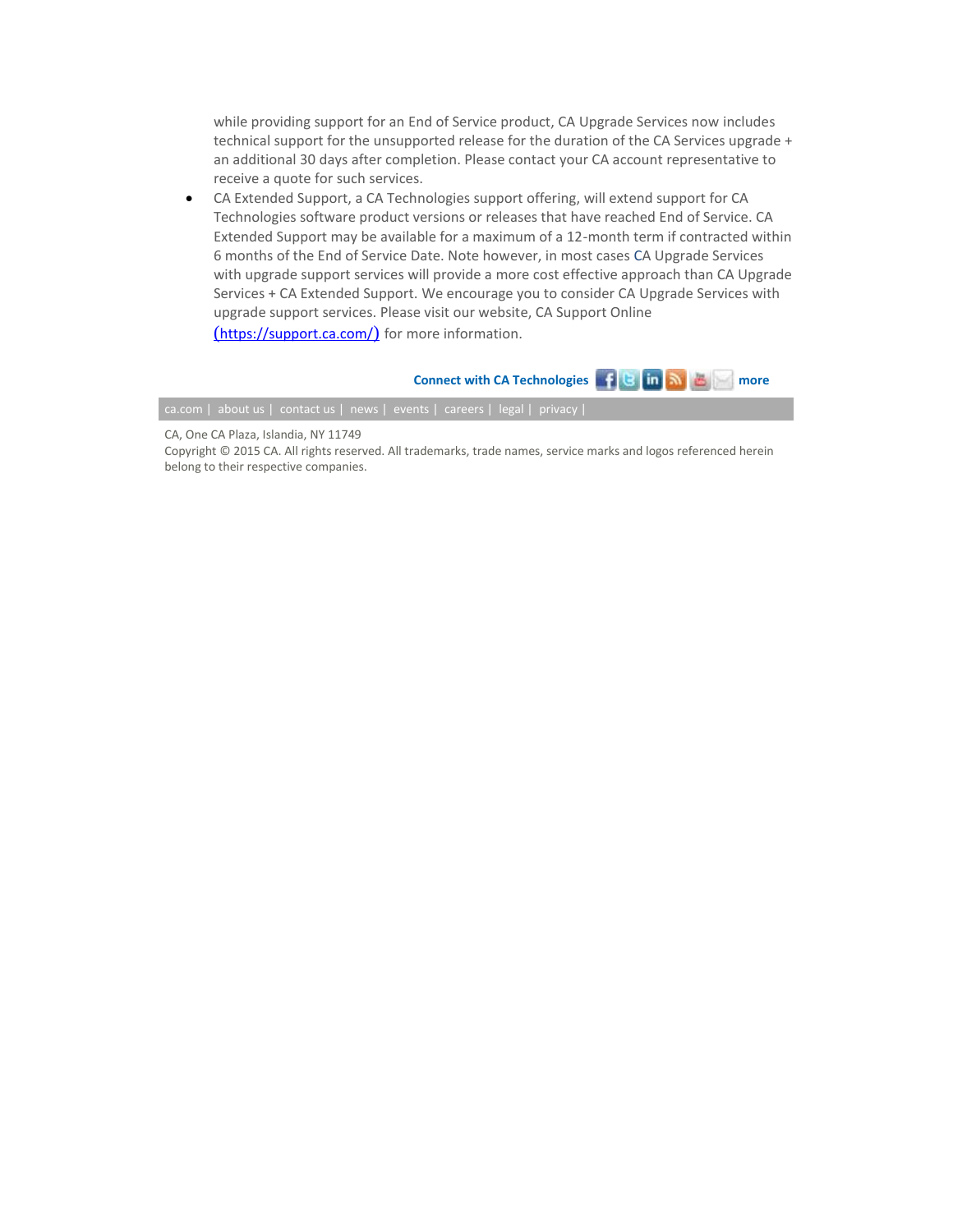while providing support for an End of Service product, CA Upgrade Services now includes technical support for the unsupported release for the duration of the CA Services upgrade + an additional 30 days after completion. Please contact your CA account representative to receive a quote for such services.

- CA Extended Support, a CA Technologies support offering, will extend support for CA Technologies software product versions or releases that have reached End of Service. CA Extended Support may be available for a maximum of a 12-month term if contracted within 6 months of the End of Service Date. Note however, in most cases CA Upgrade Services with upgrade support services will provide a more cost effective approach than CA Upgrade Services + CA Extended Support. We encourage you to consider CA Upgrade Services with upgrade support services. Please visit our website, CA Support Online (https://support.ca.com/) for more information.

**Connect with CA Technologies** **more**

ca.com | about us | contact us | news | events | careers | legal | privacy |

CA, One CA Plaza, Islandia, NY 11749
Copyright © 2015 CA. All rights reserved. All trademarks, trade names, service marks and logos referenced herein belong to their respective companies.